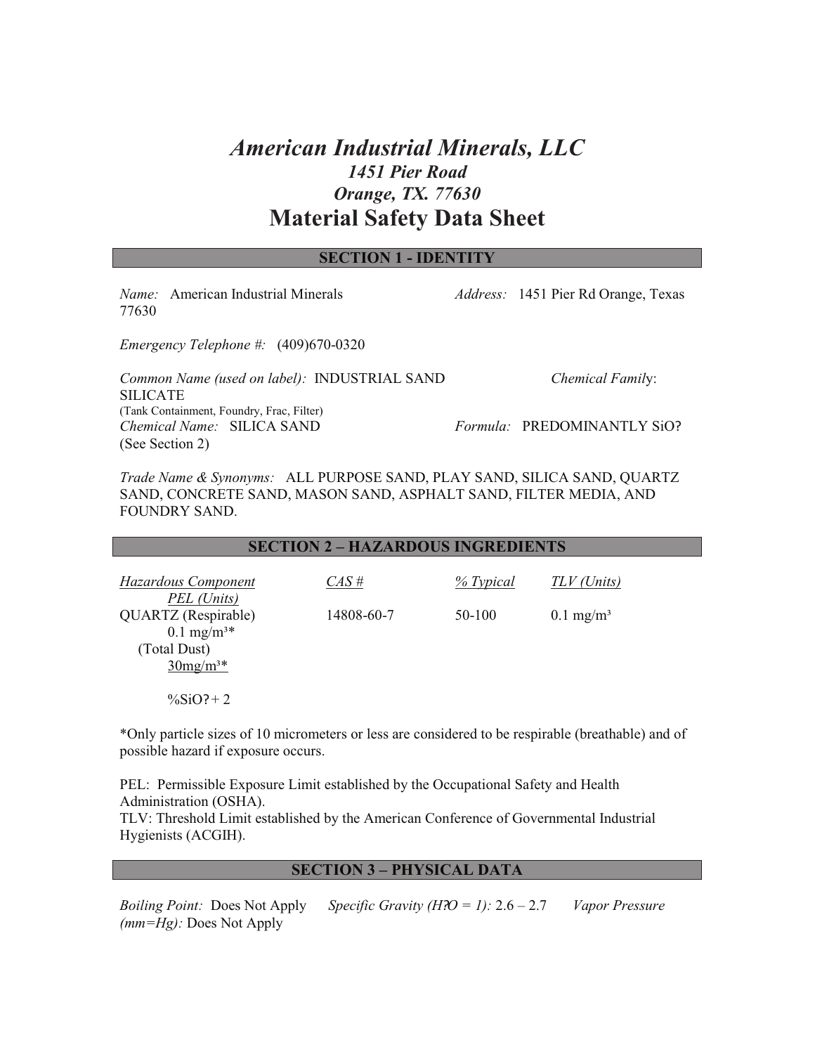# *American Industrial Minerals, LLC*

### *1451 Pier Road*

### *Orange, TX. 77630*

## Material Safety Data Sheet

### SECTION 1 - IDENTITY

*Name:* American Industrial Minerals *Address:* 1451 Pier Rd Orange, Texas 77630

*Emergency Telephone #:* (409)670-0320

*Common Name (used on label):* INDUSTRIAL SAND *Chemical Family*: SILICATE
(Tank Containment, Foundry, Frac, Filter)
*Chemical Name:* SILICA SAND *Formula:* PREDOMINANTLY SiO?
(See Section 2)

*Trade Name & Synonyms:* ALL PURPOSE SAND, PLAY SAND, SILICA SAND, QUARTZ SAND, CONCRETE SAND, MASON SAND, ASPHALT SAND, FILTER MEDIA, AND FOUNDRY SAND.

### SECTION 2 – HAZARDOUS INGREDIENTS

| *Hazardous Component* | *CAS #* | *% Typical* | *TLV (Units)* | *PEL (Units)* |
|---|---|---|---|---|
| QUARTZ (Respirable) | 14808-60-7 | 50-100 | 0.1 mg/m³ | 0.1 mg/m³* |
| (Total Dust) | | | | 30mg/m³* |
| | | | | %SiO?+ 2 |

*Only particle sizes of 10 micrometers or less are considered to be respirable (breathable) and of possible hazard if exposure occurs.

PEL: Permissible Exposure Limit established by the Occupational Safety and Health Administration (OSHA).
TLV: Threshold Limit established by the American Conference of Governmental Industrial Hygienists (ACGIH).

### SECTION 3 – PHYSICAL DATA

*Boiling Point:* Does Not Apply *Specific Gravity (H?O = 1):* 2.6 – 2.7 *Vapor Pressure (mm=Hg):* Does Not Apply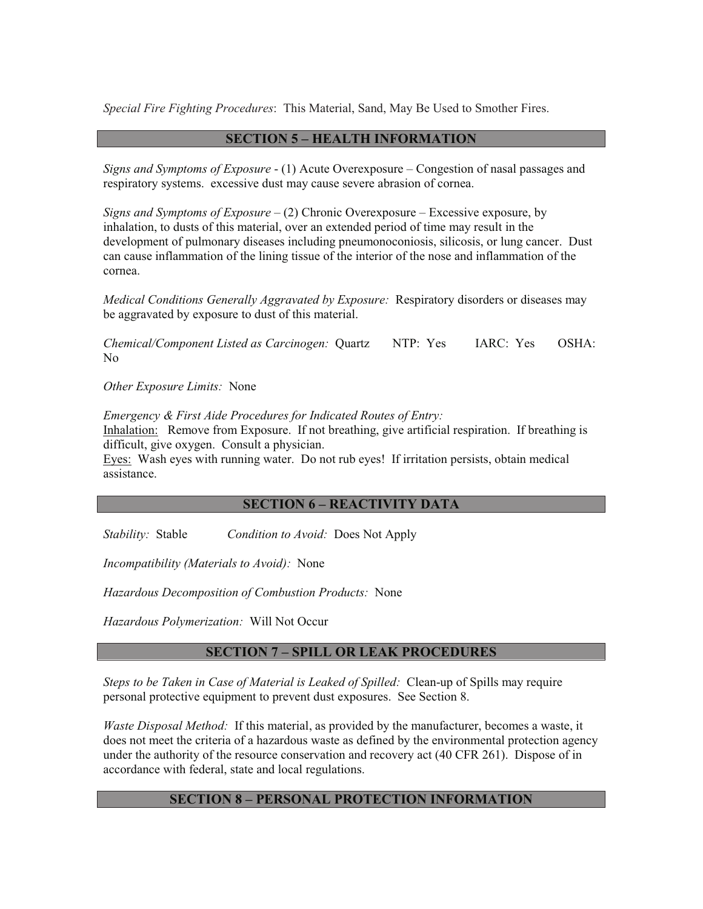*Special Fire Fighting Procedures*: This Material, Sand, May Be Used to Smother Fires.

## SECTION 5 – HEALTH INFORMATION

*Signs and Symptoms of Exposure* - (1) Acute Overexposure – Congestion of nasal passages and respiratory systems. excessive dust may cause severe abrasion of cornea.

*Signs and Symptoms of Exposure* – (2) Chronic Overexposure – Excessive exposure, by inhalation, to dusts of this material, over an extended period of time may result in the development of pulmonary diseases including pneumonoconiosis, silicosis, or lung cancer. Dust can cause inflammation of the lining tissue of the interior of the nose and inflammation of the cornea.

*Medical Conditions Generally Aggravated by Exposure:* Respiratory disorders or diseases may be aggravated by exposure to dust of this material.

*Chemical/Component Listed as Carcinogen:* Quartz NTP: Yes IARC: Yes OSHA: No

*Other Exposure Limits:* None

*Emergency & First Aide Procedures for Indicated Routes of Entry:*
Inhalation: Remove from Exposure. If not breathing, give artificial respiration. If breathing is difficult, give oxygen. Consult a physician.
Eyes: Wash eyes with running water. Do not rub eyes! If irritation persists, obtain medical assistance.

## SECTION 6 – REACTIVITY DATA

*Stability:* Stable *Condition to Avoid:* Does Not Apply

*Incompatibility (Materials to Avoid):* None

*Hazardous Decomposition of Combustion Products:* None

*Hazardous Polymerization:* Will Not Occur

## SECTION 7 – SPILL OR LEAK PROCEDURES

*Steps to be Taken in Case of Material is Leaked of Spilled:* Clean-up of Spills may require personal protective equipment to prevent dust exposures. See Section 8.

*Waste Disposal Method:* If this material, as provided by the manufacturer, becomes a waste, it does not meet the criteria of a hazardous waste as defined by the environmental protection agency under the authority of the resource conservation and recovery act (40 CFR 261). Dispose of in accordance with federal, state and local regulations.

## SECTION 8 – PERSONAL PROTECTION INFORMATION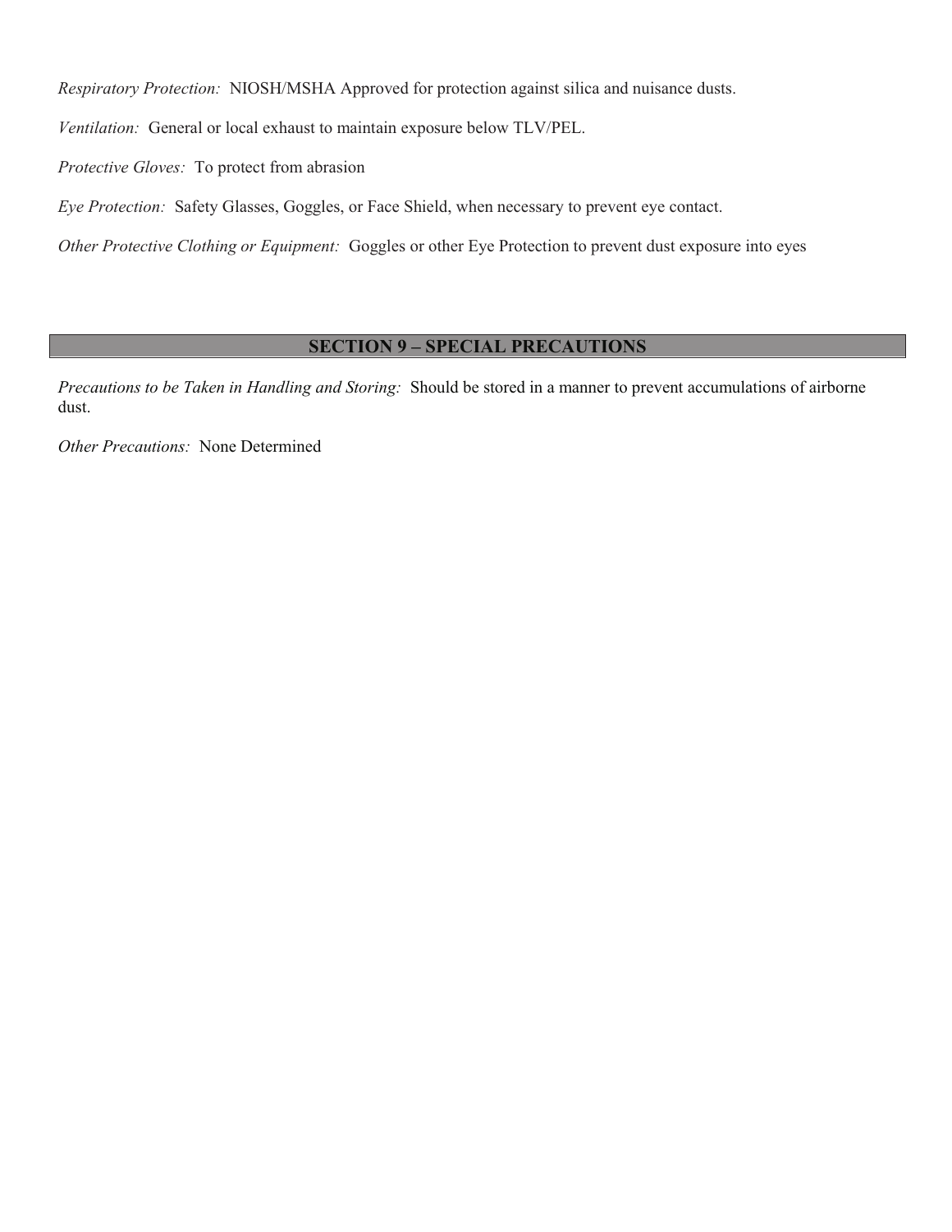*Respiratory Protection:* NIOSH/MSHA Approved for protection against silica and nuisance dusts.

*Ventilation:* General or local exhaust to maintain exposure below TLV/PEL.

*Protective Gloves:* To protect from abrasion

*Eye Protection:* Safety Glasses, Goggles, or Face Shield, when necessary to prevent eye contact.

*Other Protective Clothing or Equipment:* Goggles or other Eye Protection to prevent dust exposure into eyes

## SECTION 9 – SPECIAL PRECAUTIONS

*Precautions to be Taken in Handling and Storing:* Should be stored in a manner to prevent accumulations of airborne dust.

*Other Precautions:* None Determined